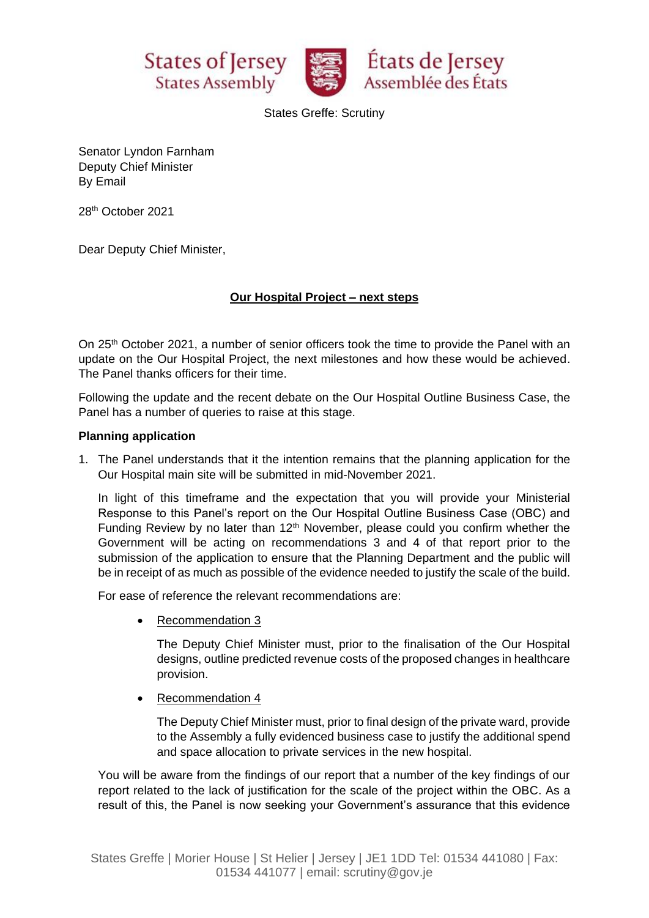States of Jersey
States Assembly

États de Jersey
Assemblée des États

States Greffe: Scrutiny

Senator Lyndon Farnham
Deputy Chief Minister
By Email

28th October 2021

Dear Deputy Chief Minister,

**Our Hospital Project – next steps**

On 25th October 2021, a number of senior officers took the time to provide the Panel with an update on the Our Hospital Project, the next milestones and how these would be achieved. The Panel thanks officers for their time.

Following the update and the recent debate on the Our Hospital Outline Business Case, the Panel has a number of queries to raise at this stage.

**Planning application**

1. The Panel understands that it the intention remains that the planning application for the Our Hospital main site will be submitted in mid-November 2021.

   In light of this timeframe and the expectation that you will provide your Ministerial Response to this Panel's report on the Our Hospital Outline Business Case (OBC) and Funding Review by no later than 12th November, please could you confirm whether the Government will be acting on recommendations 3 and 4 of that report prior to the submission of the application to ensure that the Planning Department and the public will be in receipt of as much as possible of the evidence needed to justify the scale of the build.

   For ease of reference the relevant recommendations are:

   - Recommendation 3

     The Deputy Chief Minister must, prior to the finalisation of the Our Hospital designs, outline predicted revenue costs of the proposed changes in healthcare provision.

   - Recommendation 4

     The Deputy Chief Minister must, prior to final design of the private ward, provide to the Assembly a fully evidenced business case to justify the additional spend and space allocation to private services in the new hospital.

   You will be aware from the findings of our report that a number of the key findings of our report related to the lack of justification for the scale of the project within the OBC. As a result of this, the Panel is now seeking your Government's assurance that this evidence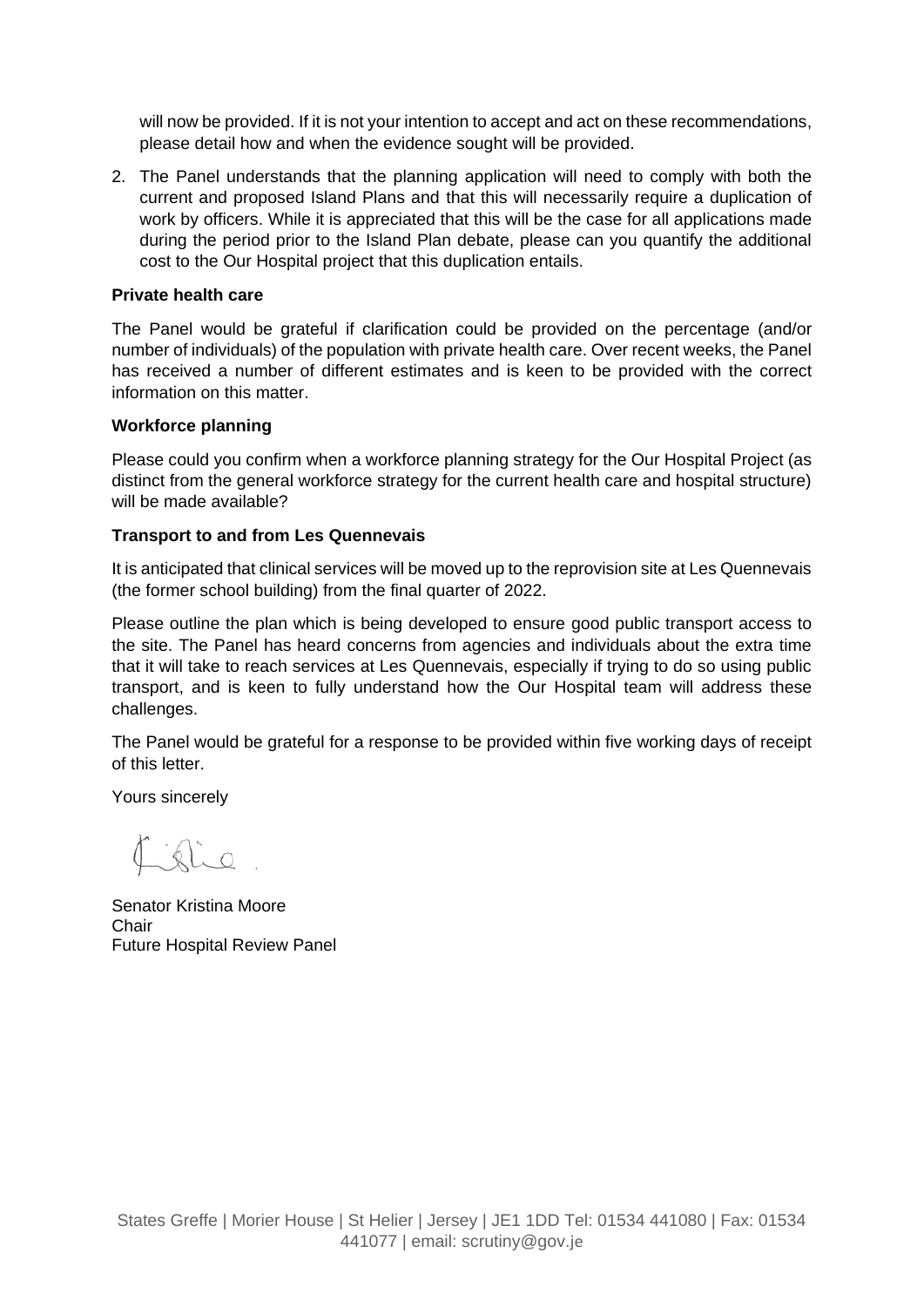will now be provided. If it is not your intention to accept and act on these recommendations, please detail how and when the evidence sought will be provided.

2. The Panel understands that the planning application will need to comply with both the current and proposed Island Plans and that this will necessarily require a duplication of work by officers. While it is appreciated that this will be the case for all applications made during the period prior to the Island Plan debate, please can you quantify the additional cost to the Our Hospital project that this duplication entails.

**Private health care**

The Panel would be grateful if clarification could be provided on the percentage (and/or number of individuals) of the population with private health care. Over recent weeks, the Panel has received a number of different estimates and is keen to be provided with the correct information on this matter.

**Workforce planning**

Please could you confirm when a workforce planning strategy for the Our Hospital Project (as distinct from the general workforce strategy for the current health care and hospital structure) will be made available?

**Transport to and from Les Quennevais**

It is anticipated that clinical services will be moved up to the reprovision site at Les Quennevais (the former school building) from the final quarter of 2022.

Please outline the plan which is being developed to ensure good public transport access to the site. The Panel has heard concerns from agencies and individuals about the extra time that it will take to reach services at Les Quennevais, especially if trying to do so using public transport, and is keen to fully understand how the Our Hospital team will address these challenges.

The Panel would be grateful for a response to be provided within five working days of receipt of this letter.

Yours sincerely

Senator Kristina Moore
Chair
Future Hospital Review Panel

States Greffe | Morier House | St Helier | Jersey | JE1 1DD Tel: 01534 441080 | Fax: 01534 441077 | email: scrutiny@gov.je